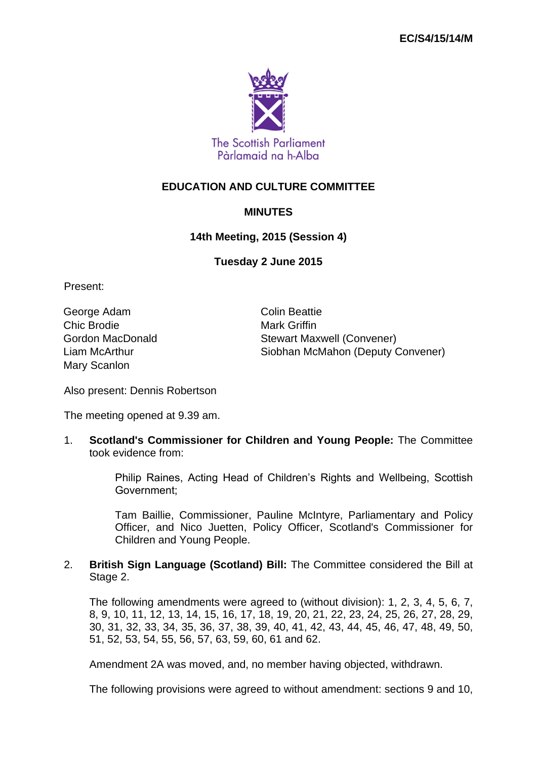EC/S4/15/14/M

The Scottish Parliament
Pàrlamaid na h-Alba

# EDUCATION AND CULTURE COMMITTEE

## MINUTES

### 14th Meeting, 2015 (Session 4)

### Tuesday 2 June 2015

Present:

George Adam
Chic Brodie
Gordon MacDonald
Liam McArthur
Mary Scanlon
Colin Beattie
Mark Griffin
Stewart Maxwell (Convener)
Siobhan McMahon (Deputy Convener)

Also present: Dennis Robertson

The meeting opened at 9.39 am.

1. **Scotland's Commissioner for Children and Young People:** The Committee took evidence from:

   Philip Raines, Acting Head of Children's Rights and Wellbeing, Scottish Government;

   Tam Baillie, Commissioner, Pauline McIntyre, Parliamentary and Policy Officer, and Nico Juetten, Policy Officer, Scotland's Commissioner for Children and Young People.

2. **British Sign Language (Scotland) Bill:** The Committee considered the Bill at Stage 2.

   The following amendments were agreed to (without division): 1, 2, 3, 4, 5, 6, 7, 8, 9, 10, 11, 12, 13, 14, 15, 16, 17, 18, 19, 20, 21, 22, 23, 24, 25, 26, 27, 28, 29, 30, 31, 32, 33, 34, 35, 36, 37, 38, 39, 40, 41, 42, 43, 44, 45, 46, 47, 48, 49, 50, 51, 52, 53, 54, 55, 56, 57, 63, 59, 60, 61 and 62.

   Amendment 2A was moved, and, no member having objected, withdrawn.

   The following provisions were agreed to without amendment: sections 9 and 10,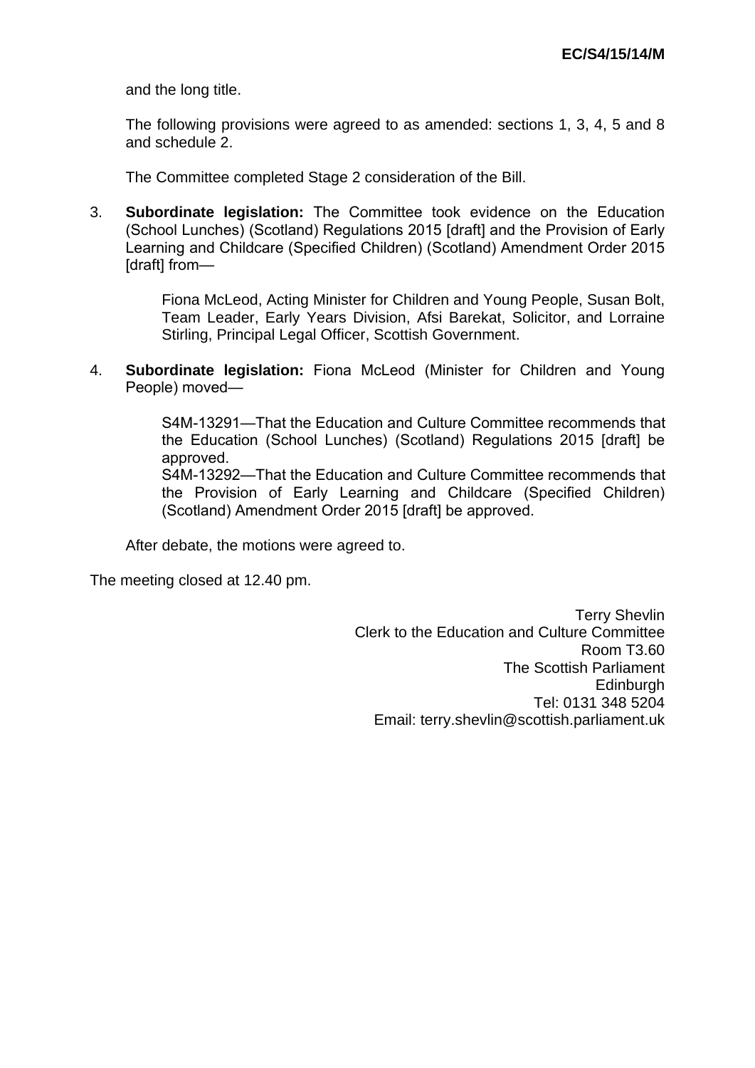and the long title.

The following provisions were agreed to as amended: sections 1, 3, 4, 5 and 8 and schedule 2.

The Committee completed Stage 2 consideration of the Bill.

3. **Subordinate legislation:** The Committee took evidence on the Education (School Lunches) (Scotland) Regulations 2015 [draft] and the Provision of Early Learning and Childcare (Specified Children) (Scotland) Amendment Order 2015 [draft] from—

   Fiona McLeod, Acting Minister for Children and Young People, Susan Bolt, Team Leader, Early Years Division, Afsi Barekat, Solicitor, and Lorraine Stirling, Principal Legal Officer, Scottish Government.

4. **Subordinate legislation:** Fiona McLeod (Minister for Children and Young People) moved—

   S4M-13291—That the Education and Culture Committee recommends that the Education (School Lunches) (Scotland) Regulations 2015 [draft] be approved.
   S4M-13292—That the Education and Culture Committee recommends that the Provision of Early Learning and Childcare (Specified Children) (Scotland) Amendment Order 2015 [draft] be approved.

   After debate, the motions were agreed to.

The meeting closed at 12.40 pm.

Terry Shevlin
Clerk to the Education and Culture Committee
Room T3.60
The Scottish Parliament
Edinburgh
Tel: 0131 348 5204
Email: terry.shevlin@scottish.parliament.uk